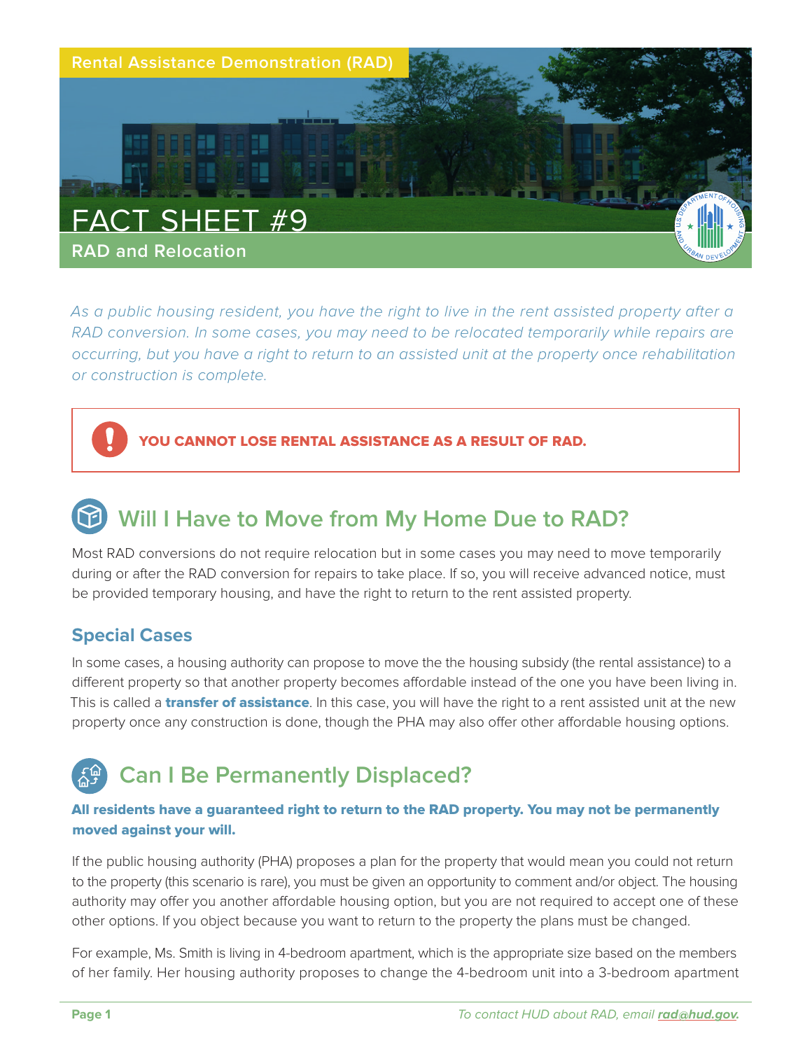Rental Assistance Demonstration (RAD)

# FACT SHEET #9

## RAD and Relocation

*As a public housing resident, you have the right to live in the rent assisted property after a RAD conversion. In some cases, you may need to be relocated temporarily while repairs are occurring, but you have a right to return to an assisted unit at the property once rehabilitation or construction is complete.*

**YOU CANNOT LOSE RENTAL ASSISTANCE AS A RESULT OF RAD.**

## Will I Have to Move from My Home Due to RAD?

Most RAD conversions do not require relocation but in some cases you may need to move temporarily during or after the RAD conversion for repairs to take place. If so, you will receive advanced notice, must be provided temporary housing, and have the right to return to the rent assisted property.

### Special Cases

In some cases, a housing authority can propose to move the the housing subsidy (the rental assistance) to a different property so that another property becomes affordable instead of the one you have been living in. This is called a **transfer of assistance**. In this case, you will have the right to a rent assisted unit at the new property once any construction is done, though the PHA may also offer other affordable housing options.

## Can I Be Permanently Displaced?

**All residents have a guaranteed right to return to the RAD property. You may not be permanently moved against your will.**

If the public housing authority (PHA) proposes a plan for the property that would mean you could not return to the property (this scenario is rare), you must be given an opportunity to comment and/or object. The housing authority may offer you another affordable housing option, but you are not required to accept one of these other options. If you object because you want to return to the property the plans must be changed.

For example, Ms. Smith is living in 4-bedroom apartment, which is the appropriate size based on the members of her family. Her housing authority proposes to change the 4-bedroom unit into a 3-bedroom apartment

*To contact HUD about RAD, email **rad@hud.gov**.*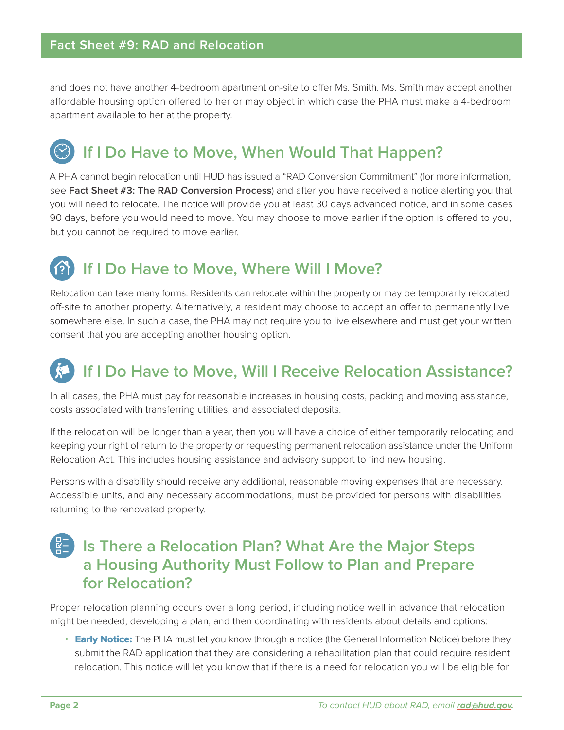and does not have another 4-bedroom apartment on-site to offer Ms. Smith. Ms. Smith may accept another affordable housing option offered to her or may object in which case the PHA must make a 4-bedroom apartment available to her at the property.

## If I Do Have to Move, When Would That Happen?

A PHA cannot begin relocation until HUD has issued a "RAD Conversion Commitment" (for more information, see **Fact Sheet #3: The RAD Conversion Process**) and after you have received a notice alerting you that you will need to relocate. The notice will provide you at least 30 days advanced notice, and in some cases 90 days, before you would need to move. You may choose to move earlier if the option is offered to you, but you cannot be required to move earlier.

## If I Do Have to Move, Where Will I Move?

Relocation can take many forms. Residents can relocate within the property or may be temporarily relocated off-site to another property. Alternatively, a resident may choose to accept an offer to permanently live somewhere else. In such a case, the PHA may not require you to live elsewhere and must get your written consent that you are accepting another housing option.

## If I Do Have to Move, Will I Receive Relocation Assistance?

In all cases, the PHA must pay for reasonable increases in housing costs, packing and moving assistance, costs associated with transferring utilities, and associated deposits.

If the relocation will be longer than a year, then you will have a choice of either temporarily relocating and keeping your right of return to the property or requesting permanent relocation assistance under the Uniform Relocation Act. This includes housing assistance and advisory support to find new housing.

Persons with a disability should receive any additional, reasonable moving expenses that are necessary. Accessible units, and any necessary accommodations, must be provided for persons with disabilities returning to the renovated property.

## Is There a Relocation Plan? What Are the Major Steps a Housing Authority Must Follow to Plan and Prepare for Relocation?

Proper relocation planning occurs over a long period, including notice well in advance that relocation might be needed, developing a plan, and then coordinating with residents about details and options:

- **Early Notice:** The PHA must let you know through a notice (the General Information Notice) before they submit the RAD application that they are considering a rehabilitation plan that could require resident relocation. This notice will let you know that if there is a need for relocation you will be eligible for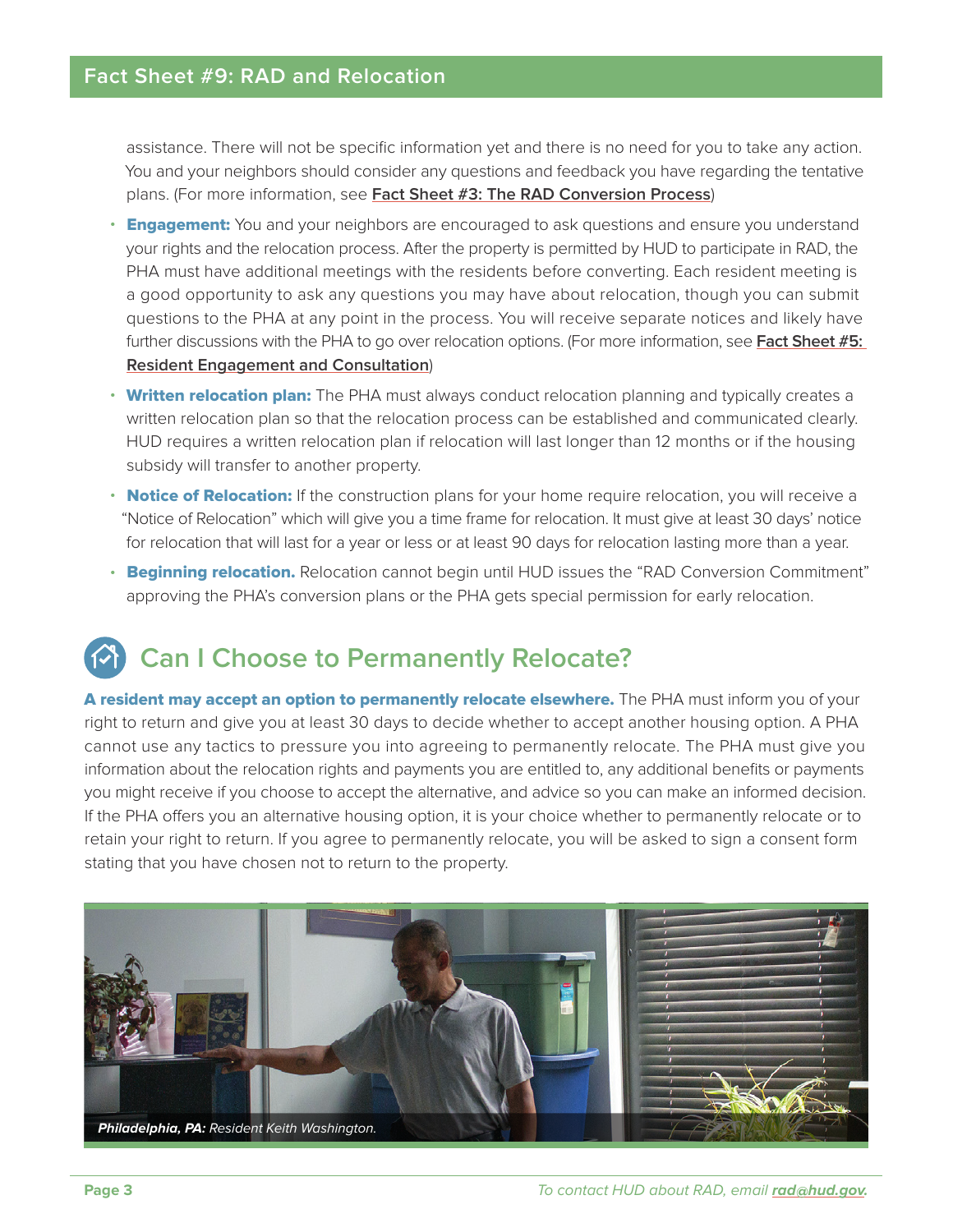assistance. There will not be specific information yet and there is no need for you to take any action. You and your neighbors should consider any questions and feedback you have regarding the tentative plans. (For more information, see **Fact Sheet #3: The RAD Conversion Process**)

- **Engagement:** You and your neighbors are encouraged to ask questions and ensure you understand your rights and the relocation process. After the property is permitted by HUD to participate in RAD, the PHA must have additional meetings with the residents before converting. Each resident meeting is a good opportunity to ask any questions you may have about relocation, though you can submit questions to the PHA at any point in the process. You will receive separate notices and likely have further discussions with the PHA to go over relocation options. (For more information, see **Fact Sheet #5: Resident Engagement and Consultation**)
- **Written relocation plan:** The PHA must always conduct relocation planning and typically creates a written relocation plan so that the relocation process can be established and communicated clearly. HUD requires a written relocation plan if relocation will last longer than 12 months or if the housing subsidy will transfer to another property.
- **Notice of Relocation:** If the construction plans for your home require relocation, you will receive a "Notice of Relocation" which will give you a time frame for relocation. It must give at least 30 days' notice for relocation that will last for a year or less or at least 90 days for relocation lasting more than a year.
- **Beginning relocation.** Relocation cannot begin until HUD issues the "RAD Conversion Commitment" approving the PHA's conversion plans or the PHA gets special permission for early relocation.

## Can I Choose to Permanently Relocate?

**A resident may accept an option to permanently relocate elsewhere.** The PHA must inform you of your right to return and give you at least 30 days to decide whether to accept another housing option. A PHA cannot use any tactics to pressure you into agreeing to permanently relocate. The PHA must give you information about the relocation rights and payments you are entitled to, any additional benefits or payments you might receive if you choose to accept the alternative, and advice so you can make an informed decision. If the PHA offers you an alternative housing option, it is your choice whether to permanently relocate or to retain your right to return. If you agree to permanently relocate, you will be asked to sign a consent form stating that you have chosen not to return to the property.

***Philadelphia, PA:*** *Resident Keith Washington.*

*To contact HUD about RAD, email **rad@hud.gov**.*